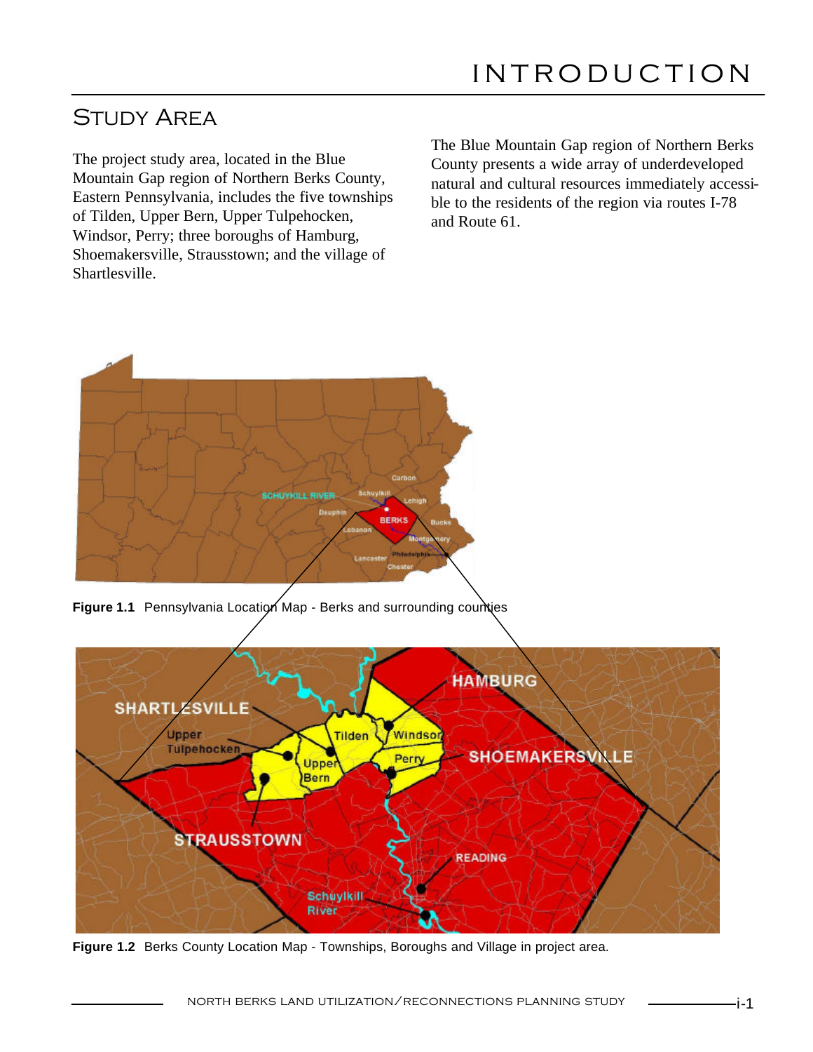# INTRODUCTION

## Study Area

The project study area, located in the Blue Mountain Gap region of Northern Berks County, Eastern Pennsylvania, includes the five townships of Tilden, Upper Bern, Upper Tulpehocken, Windsor, Perry; three boroughs of Hamburg, Shoemakersville, Strausstown; and the village of Shartlesville.

The Blue Mountain Gap region of Northern Berks County presents a wide array of underdeveloped natural and cultural resources immediately accessible to the residents of the region via routes I-78 and Route 61.

**Figure 1.1** Pennsylvania Location Map - Berks and surrounding counties

**Figure 1.2** Berks County Location Map - Townships, Boroughs and Village in project area.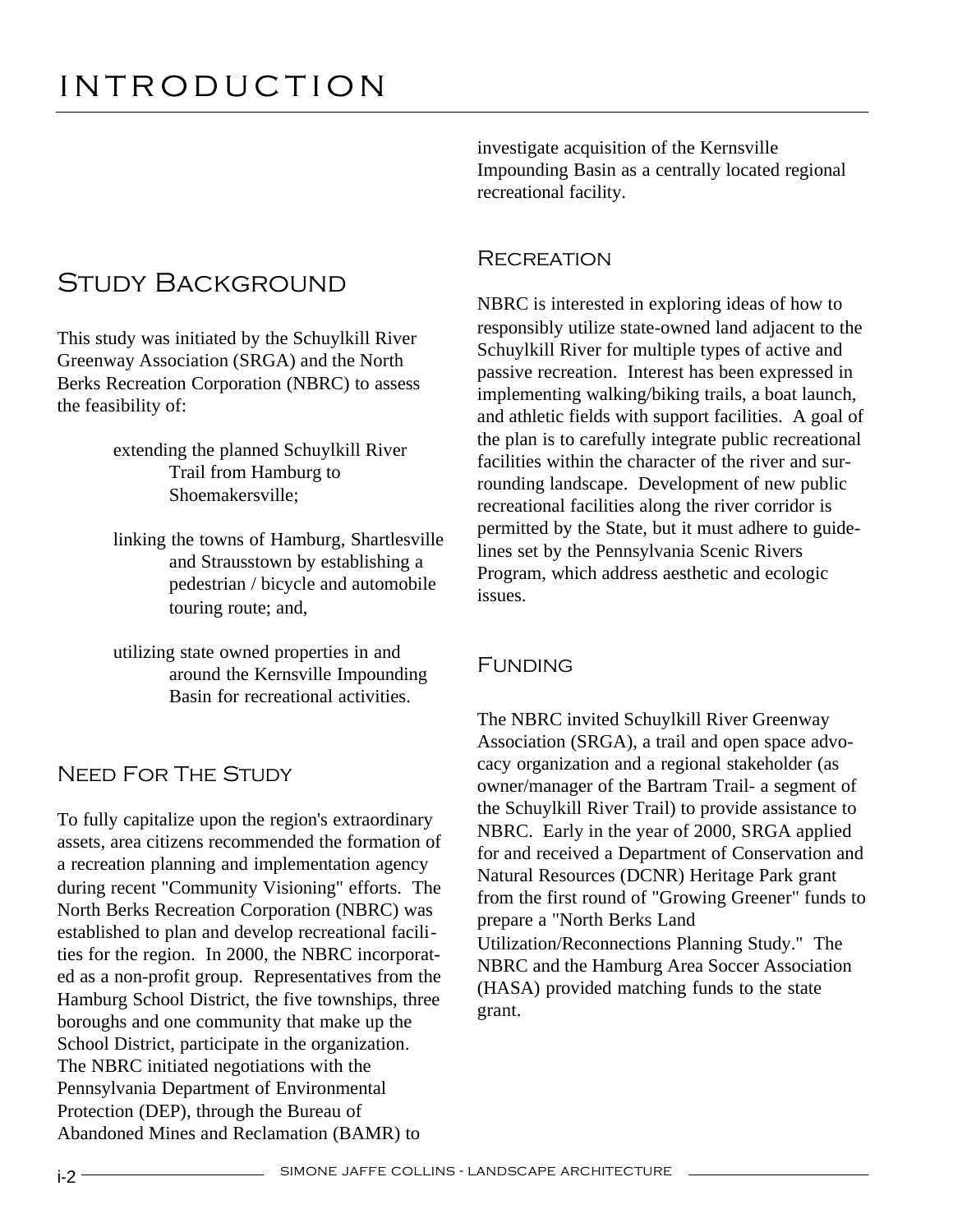# INTRODUCTION

## Study Background

This study was initiated by the Schuylkill River Greenway Association (SRGA) and the North Berks Recreation Corporation (NBRC) to assess the feasibility of:

- extending the planned Schuylkill River Trail from Hamburg to Shoemakersville;
- linking the towns of Hamburg, Shartlesville and Strausstown by establishing a pedestrian / bicycle and automobile touring route; and,
- utilizing state owned properties in and around the Kernsville Impounding Basin for recreational activities.

## Need For The Study

To fully capitalize upon the region's extraordinary assets, area citizens recommended the formation of a recreation planning and implementation agency during recent "Community Visioning" efforts. The North Berks Recreation Corporation (NBRC) was established to plan and develop recreational facilities for the region. In 2000, the NBRC incorporated as a non-profit group. Representatives from the Hamburg School District, the five townships, three boroughs and one community that make up the School District, participate in the organization. The NBRC initiated negotiations with the Pennsylvania Department of Environmental Protection (DEP), through the Bureau of Abandoned Mines and Reclamation (BAMR) to investigate acquisition of the Kernsville Impounding Basin as a centrally located regional recreational facility.

## Recreation

NBRC is interested in exploring ideas of how to responsibly utilize state-owned land adjacent to the Schuylkill River for multiple types of active and passive recreation. Interest has been expressed in implementing walking/biking trails, a boat launch, and athletic fields with support facilities. A goal of the plan is to carefully integrate public recreational facilities within the character of the river and surrounding landscape. Development of new public recreational facilities along the river corridor is permitted by the State, but it must adhere to guidelines set by the Pennsylvania Scenic Rivers Program, which address aesthetic and ecologic issues.

## Funding

The NBRC invited Schuylkill River Greenway Association (SRGA), a trail and open space advocacy organization and a regional stakeholder (as owner/manager of the Bartram Trail- a segment of the Schuylkill River Trail) to provide assistance to NBRC. Early in the year of 2000, SRGA applied for and received a Department of Conservation and Natural Resources (DCNR) Heritage Park grant from the first round of "Growing Greener" funds to prepare a "North Berks Land Utilization/Reconnections Planning Study." The NBRC and the Hamburg Area Soccer Association (HASA) provided matching funds to the state grant.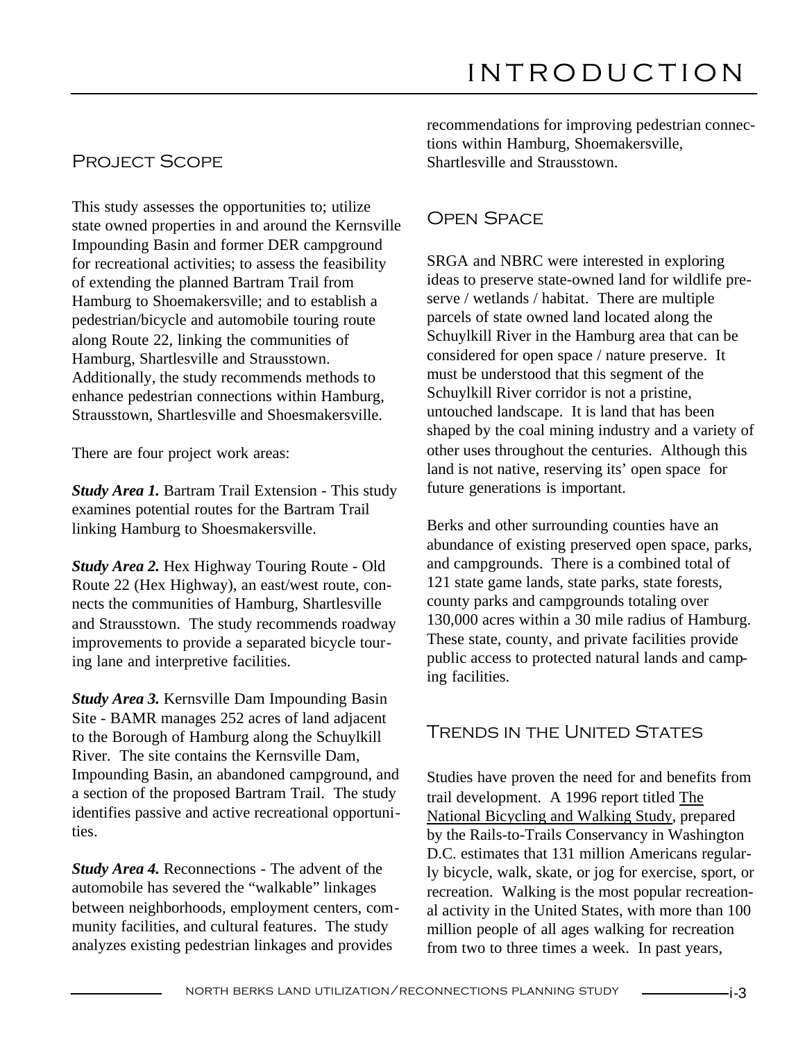# INTRODUCTION

## Project Scope

This study assesses the opportunities to; utilize state owned properties in and around the Kernsville Impounding Basin and former DER campground for recreational activities; to assess the feasibility of extending the planned Bartram Trail from Hamburg to Shoemakersville; and to establish a pedestrian/bicycle and automobile touring route along Route 22, linking the communities of Hamburg, Shartlesville and Strausstown. Additionally, the study recommends methods to enhance pedestrian connections within Hamburg, Strausstown, Shartlesville and Shoesmakersville.

There are four project work areas:

***Study Area 1.*** Bartram Trail Extension - This study examines potential routes for the Bartram Trail linking Hamburg to Shoesmakersville.

***Study Area 2.*** Hex Highway Touring Route - Old Route 22 (Hex Highway), an east/west route, connects the communities of Hamburg, Shartlesville and Strausstown. The study recommends roadway improvements to provide a separated bicycle touring lane and interpretive facilities.

***Study Area 3.*** Kernsville Dam Impounding Basin Site - BAMR manages 252 acres of land adjacent to the Borough of Hamburg along the Schuylkill River. The site contains the Kernsville Dam, Impounding Basin, an abandoned campground, and a section of the proposed Bartram Trail. The study identifies passive and active recreational opportunities.

***Study Area 4.*** Reconnections - The advent of the automobile has severed the "walkable" linkages between neighborhoods, employment centers, community facilities, and cultural features. The study analyzes existing pedestrian linkages and provides recommendations for improving pedestrian connections within Hamburg, Shoemakersville, Shartlesville and Strausstown.

## Open Space

SRGA and NBRC were interested in exploring ideas to preserve state-owned land for wildlife preserve / wetlands / habitat. There are multiple parcels of state owned land located along the Schuylkill River in the Hamburg area that can be considered for open space / nature preserve. It must be understood that this segment of the Schuylkill River corridor is not a pristine, untouched landscape. It is land that has been shaped by the coal mining industry and a variety of other uses throughout the centuries. Although this land is not native, reserving its' open space for future generations is important.

Berks and other surrounding counties have an abundance of existing preserved open space, parks, and campgrounds. There is a combined total of 121 state game lands, state parks, state forests, county parks and campgrounds totaling over 130,000 acres within a 30 mile radius of Hamburg. These state, county, and private facilities provide public access to protected natural lands and camping facilities.

## Trends in the United States

Studies have proven the need for and benefits from trail development. A 1996 report titled The National Bicycling and Walking Study, prepared by the Rails-to-Trails Conservancy in Washington D.C. estimates that 131 million Americans regularly bicycle, walk, skate, or jog for exercise, sport, or recreation. Walking is the most popular recreational activity in the United States, with more than 100 million people of all ages walking for recreation from two to three times a week. In past years,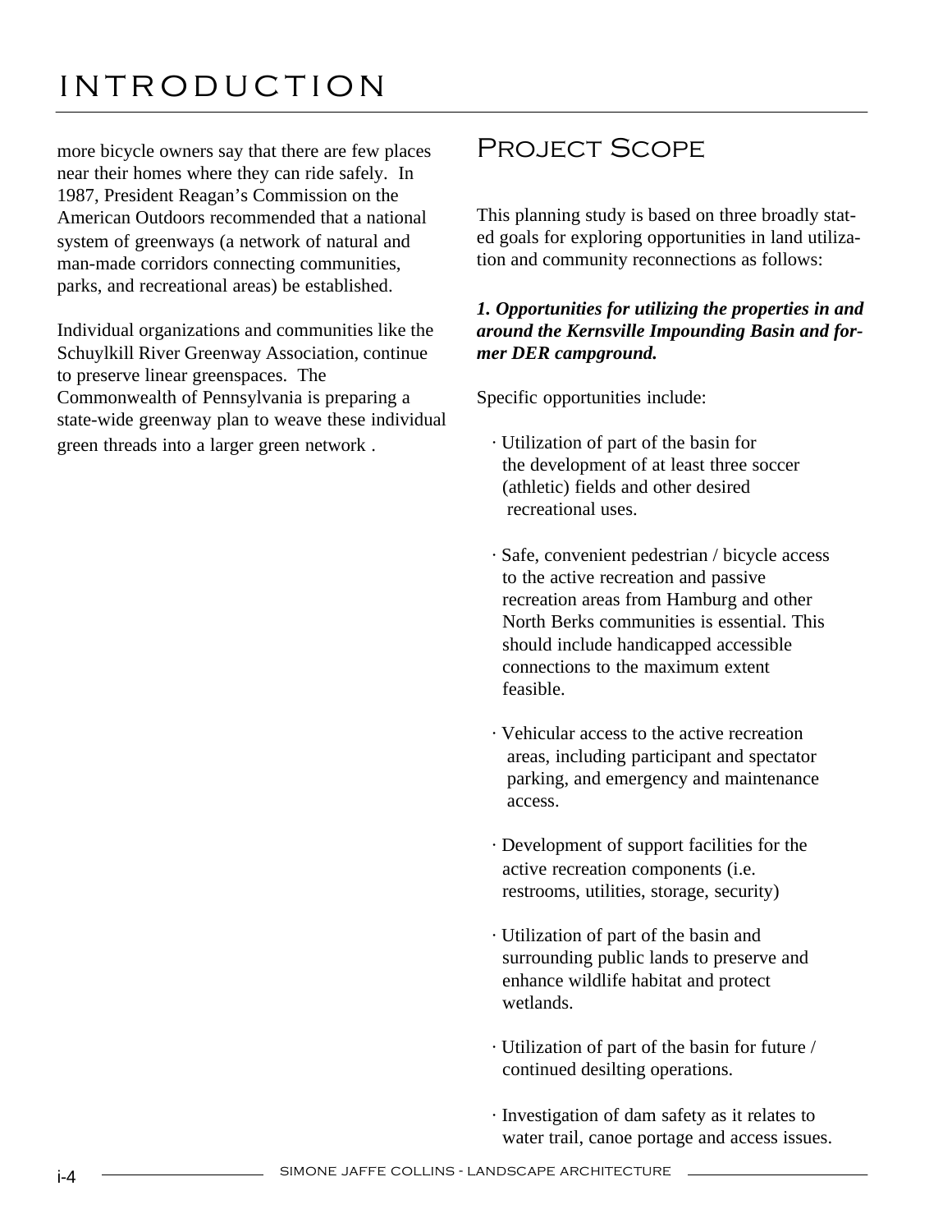# INTRODUCTION

more bicycle owners say that there are few places near their homes where they can ride safely. In 1987, President Reagan's Commission on the American Outdoors recommended that a national system of greenways (a network of natural and man-made corridors connecting communities, parks, and recreational areas) be established.

Individual organizations and communities like the Schuylkill River Greenway Association, continue to preserve linear greenspaces. The Commonwealth of Pennsylvania is preparing a state-wide greenway plan to weave these individual green threads into a larger green network .

## Project Scope

This planning study is based on three broadly stated goals for exploring opportunities in land utilization and community reconnections as follows:

***1. Opportunities for utilizing the properties in and around the Kernsville Impounding Basin and former DER campground.***

Specific opportunities include:

- Utilization of part of the basin for the development of at least three soccer (athletic) fields and other desired recreational uses.
- Safe, convenient pedestrian / bicycle access to the active recreation and passive recreation areas from Hamburg and other North Berks communities is essential. This should include handicapped accessible connections to the maximum extent feasible.
- Vehicular access to the active recreation areas, including participant and spectator parking, and emergency and maintenance access.
- Development of support facilities for the active recreation components (i.e. restrooms, utilities, storage, security)
- Utilization of part of the basin and surrounding public lands to preserve and enhance wildlife habitat and protect wetlands.
- Utilization of part of the basin for future / continued desilting operations.
- Investigation of dam safety as it relates to water trail, canoe portage and access issues.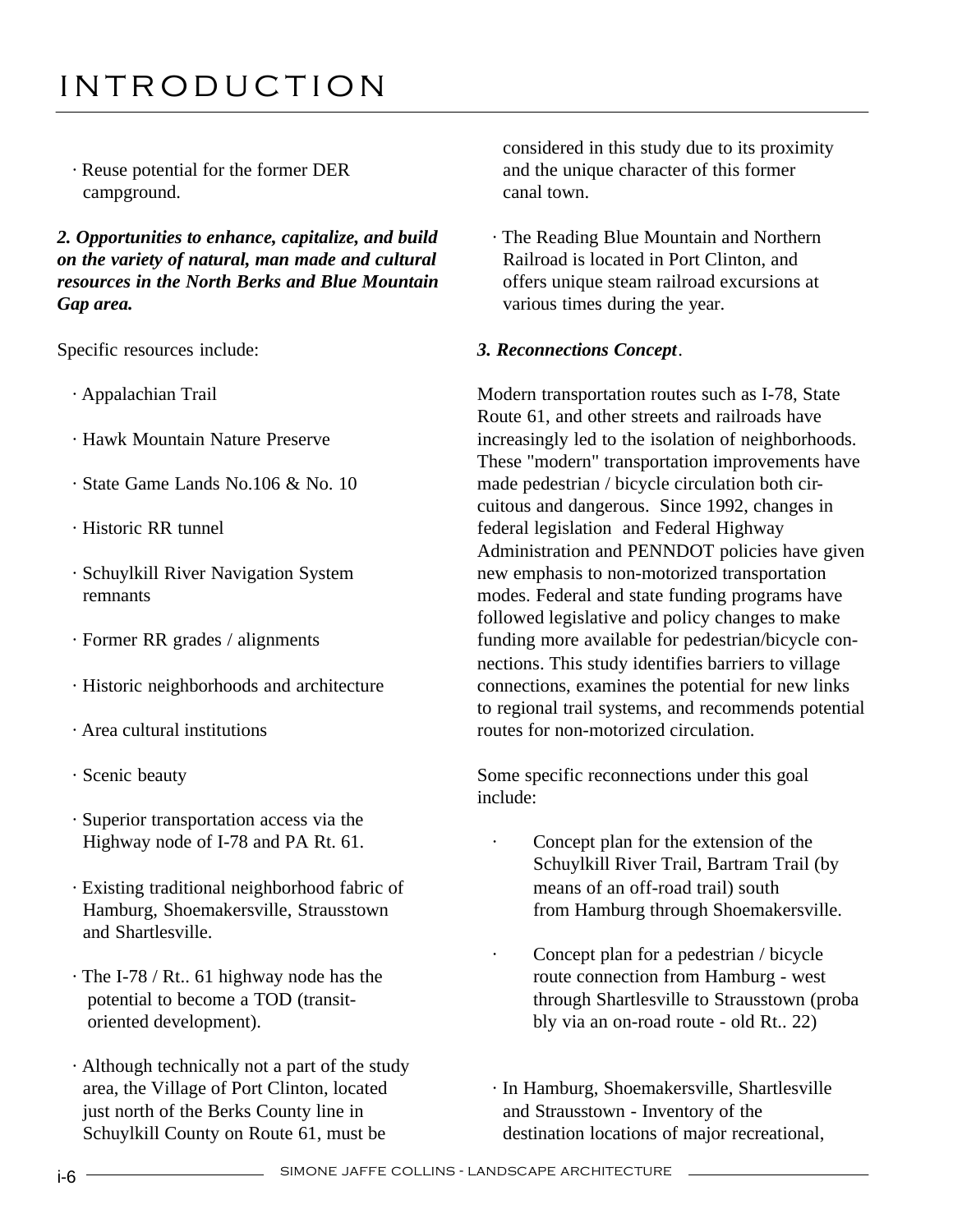# INTRODUCTION

- Reuse potential for the former DER campground.

***2. Opportunities to enhance, capitalize, and build on the variety of natural, man made and cultural resources in the North Berks and Blue Mountain Gap area.***

Specific resources include:

- Appalachian Trail
- Hawk Mountain Nature Preserve
- State Game Lands No.106 & No. 10
- Historic RR tunnel
- Schuylkill River Navigation System remnants
- Former RR grades / alignments
- Historic neighborhoods and architecture
- Area cultural institutions
- Scenic beauty
- Superior transportation access via the Highway node of I-78 and PA Rt. 61.
- Existing traditional neighborhood fabric of Hamburg, Shoemakersville, Strausstown and Shartlesville.
- The I-78 / Rt.. 61 highway node has the potential to become a TOD (transit-oriented development).
- Although technically not a part of the study area, the Village of Port Clinton, located just north of the Berks County line in Schuylkill County on Route 61, must be considered in this study due to its proximity and the unique character of this former canal town.
- The Reading Blue Mountain and Northern Railroad is located in Port Clinton, and offers unique steam railroad excursions at various times during the year.

***3. Reconnections Concept*.**

Modern transportation routes such as I-78, State Route 61, and other streets and railroads have increasingly led to the isolation of neighborhoods. These "modern" transportation improvements have made pedestrian / bicycle circulation both circuitous and dangerous. Since 1992, changes in federal legislation and Federal Highway Administration and PENNDOT policies have given new emphasis to non-motorized transportation modes. Federal and state funding programs have followed legislative and policy changes to make funding more available for pedestrian/bicycle connections. This study identifies barriers to village connections, examines the potential for new links to regional trail systems, and recommends potential routes for non-motorized circulation.

Some specific reconnections under this goal include:

- Concept plan for the extension of the Schuylkill River Trail, Bartram Trail (by means of an off-road trail) south from Hamburg through Shoemakersville.
- Concept plan for a pedestrian / bicycle route connection from Hamburg - west through Shartlesville to Strausstown (probably via an on-road route - old Rt.. 22)
- In Hamburg, Shoemakersville, Shartlesville and Strausstown - Inventory of the destination locations of major recreational,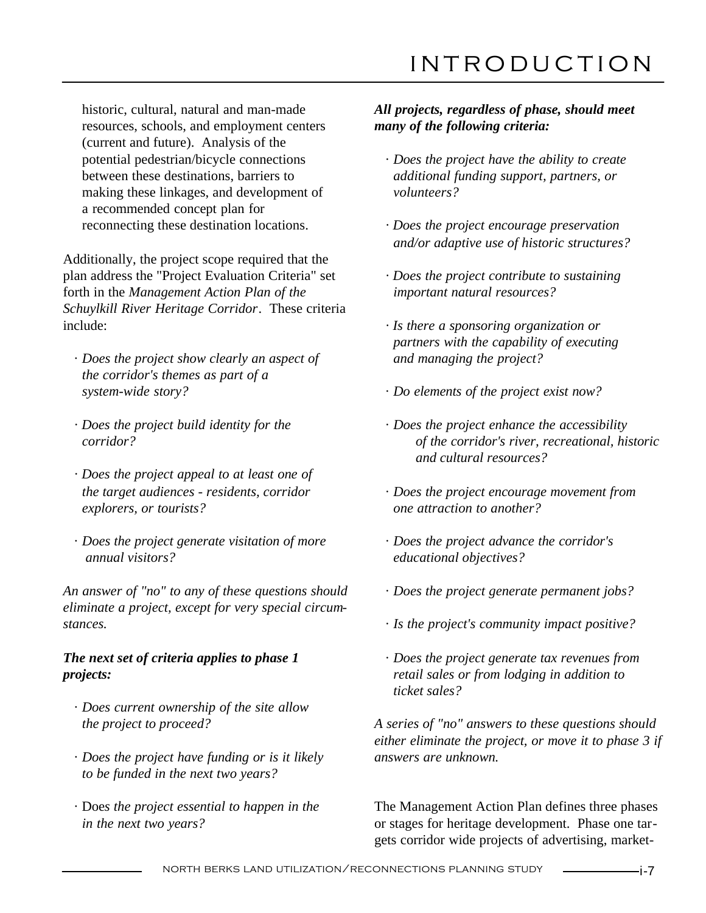historic, cultural, natural and man-made resources, schools, and employment centers (current and future). Analysis of the potential pedestrian/bicycle connections between these destinations, barriers to making these linkages, and development of a recommended concept plan for reconnecting these destination locations.

Additionally, the project scope required that the plan address the "Project Evaluation Criteria" set forth in the *Management Action Plan of the Schuylkill River Heritage Corridor*. These criteria include:

- *Does the project show clearly an aspect of the corridor's themes as part of a system-wide story?*
- *Does the project build identity for the corridor?*
- *Does the project appeal to at least one of the target audiences - residents, corridor explorers, or tourists?*
- *Does the project generate visitation of more annual visitors?*

*An answer of "no" to any of these questions should eliminate a project, except for very special circumstances.*

***The next set of criteria applies to phase 1 projects:***

- *Does current ownership of the site allow the project to proceed?*
- *Does the project have funding or is it likely to be funded in the next two years?*
- Do*es the project essential to happen in the in the next two years?*

***All projects, regardless of phase, should meet many of the following criteria:***

- *Does the project have the ability to create additional funding support, partners, or volunteers?*
- *Does the project encourage preservation and/or adaptive use of historic structures?*
- *Does the project contribute to sustaining important natural resources?*
- *Is there a sponsoring organization or partners with the capability of executing and managing the project?*
- *Do elements of the project exist now?*
- *Does the project enhance the accessibility of the corridor's river, recreational, historic and cultural resources?*
- *Does the project encourage movement from one attraction to another?*
- *Does the project advance the corridor's educational objectives?*
- *Does the project generate permanent jobs?*
- *Is the project's community impact positive?*
- *Does the project generate tax revenues from retail sales or from lodging in addition to ticket sales?*

*A series of "no" answers to these questions should either eliminate the project, or move it to phase 3 if answers are unknown.*

The Management Action Plan defines three phases or stages for heritage development. Phase one targets corridor wide projects of advertising, market-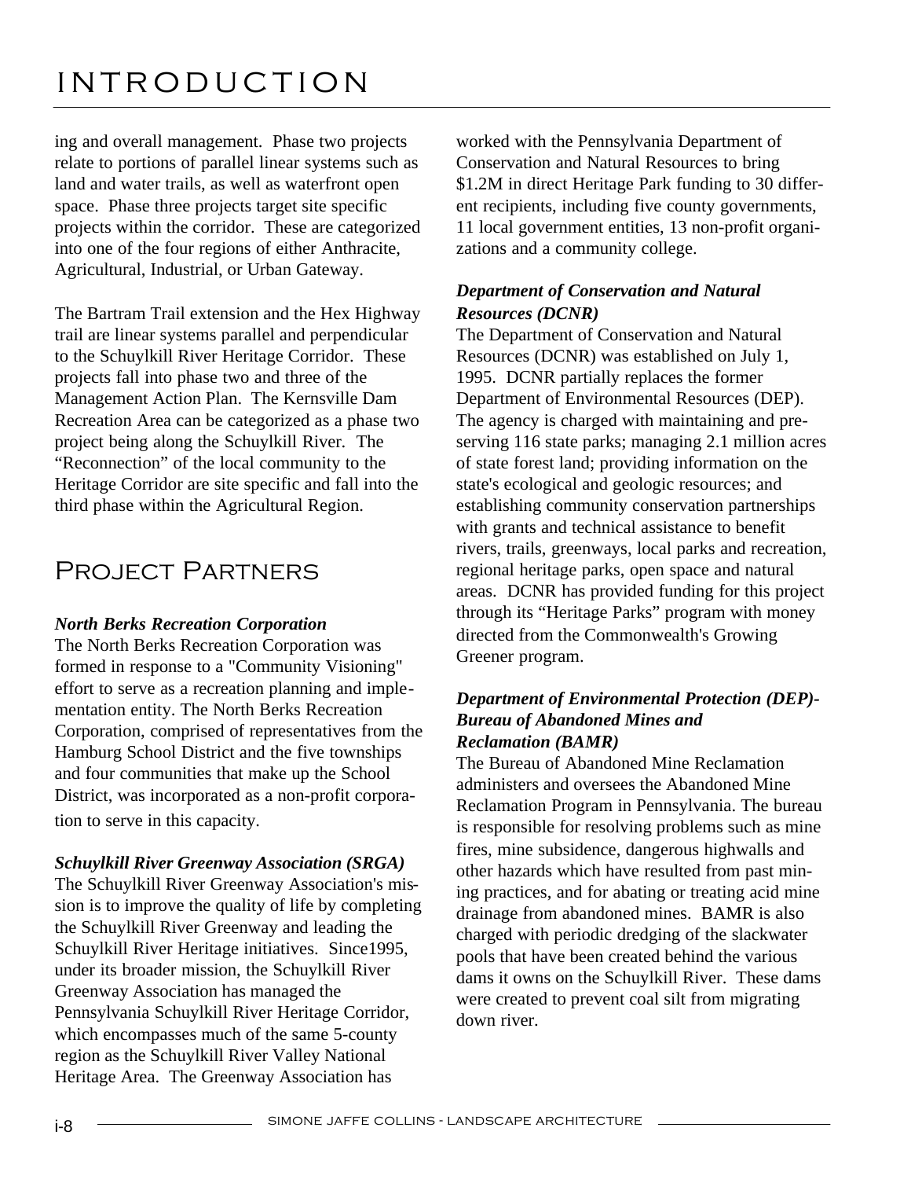# INTRODUCTION

ing and overall management. Phase two projects relate to portions of parallel linear systems such as land and water trails, as well as waterfront open space. Phase three projects target site specific projects within the corridor. These are categorized into one of the four regions of either Anthracite, Agricultural, Industrial, or Urban Gateway.

The Bartram Trail extension and the Hex Highway trail are linear systems parallel and perpendicular to the Schuylkill River Heritage Corridor. These projects fall into phase two and three of the Management Action Plan. The Kernsville Dam Recreation Area can be categorized as a phase two project being along the Schuylkill River. The "Reconnection" of the local community to the Heritage Corridor are site specific and fall into the third phase within the Agricultural Region.

## Project Partners

***North Berks Recreation Corporation***

The North Berks Recreation Corporation was formed in response to a "Community Visioning" effort to serve as a recreation planning and implementation entity. The North Berks Recreation Corporation, comprised of representatives from the Hamburg School District and the five townships and four communities that make up the School District, was incorporated as a non-profit corporation to serve in this capacity.

***Schuylkill River Greenway Association (SRGA)***

The Schuylkill River Greenway Association's mission is to improve the quality of life by completing the Schuylkill River Greenway and leading the Schuylkill River Heritage initiatives. Since1995, under its broader mission, the Schuylkill River Greenway Association has managed the Pennsylvania Schuylkill River Heritage Corridor, which encompasses much of the same 5-county region as the Schuylkill River Valley National Heritage Area. The Greenway Association has worked with the Pennsylvania Department of Conservation and Natural Resources to bring \$1.2M in direct Heritage Park funding to 30 different recipients, including five county governments, 11 local government entities, 13 non-profit organizations and a community college.

***Department of Conservation and Natural Resources (DCNR)***

The Department of Conservation and Natural Resources (DCNR) was established on July 1, 1995. DCNR partially replaces the former Department of Environmental Resources (DEP). The agency is charged with maintaining and preserving 116 state parks; managing 2.1 million acres of state forest land; providing information on the state's ecological and geologic resources; and establishing community conservation partnerships with grants and technical assistance to benefit rivers, trails, greenways, local parks and recreation, regional heritage parks, open space and natural areas. DCNR has provided funding for this project through its "Heritage Parks" program with money directed from the Commonwealth's Growing Greener program.

***Department of Environmental Protection (DEP)-Bureau of Abandoned Mines and Reclamation (BAMR)***

The Bureau of Abandoned Mine Reclamation administers and oversees the Abandoned Mine Reclamation Program in Pennsylvania. The bureau is responsible for resolving problems such as mine fires, mine subsidence, dangerous highwalls and other hazards which have resulted from past mining practices, and for abating or treating acid mine drainage from abandoned mines. BAMR is also charged with periodic dredging of the slackwater pools that have been created behind the various dams it owns on the Schuylkill River. These dams were created to prevent coal silt from migrating down river.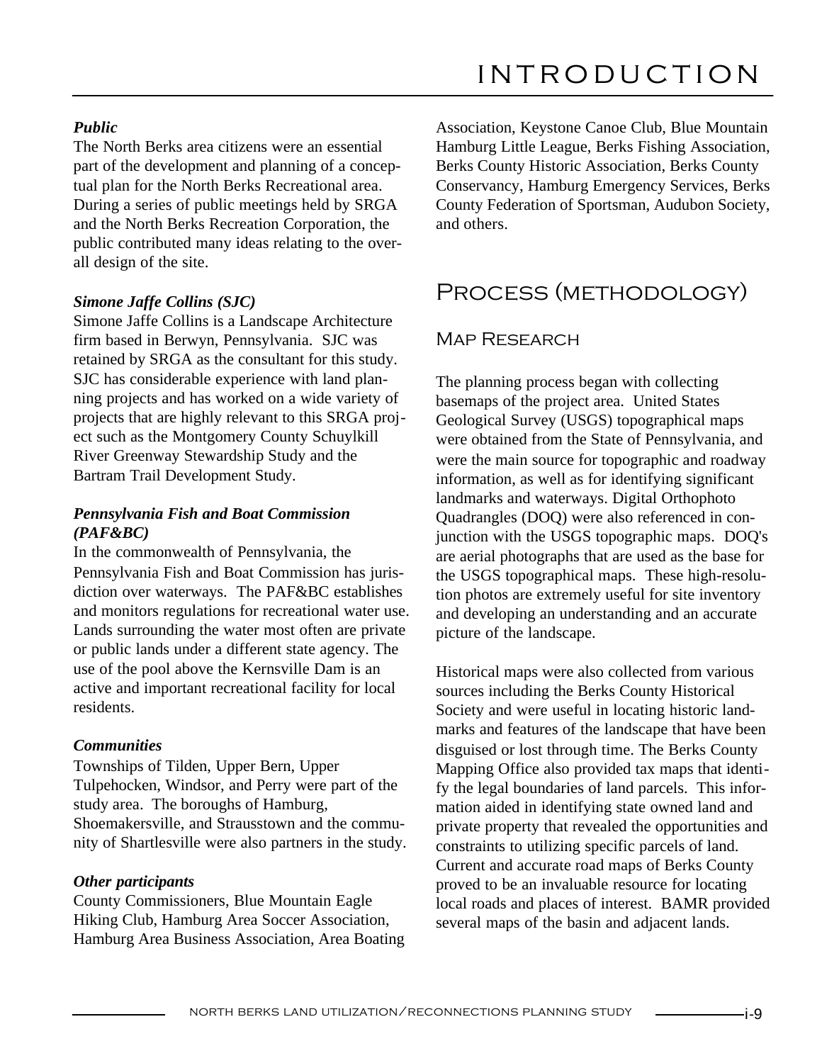### *Public*

The North Berks area citizens were an essential part of the development and planning of a conceptual plan for the North Berks Recreational area. During a series of public meetings held by SRGA and the North Berks Recreation Corporation, the public contributed many ideas relating to the overall design of the site.

### *Simone Jaffe Collins (SJC)*

Simone Jaffe Collins is a Landscape Architecture firm based in Berwyn, Pennsylvania. SJC was retained by SRGA as the consultant for this study. SJC has considerable experience with land planning projects and has worked on a wide variety of projects that are highly relevant to this SRGA project such as the Montgomery County Schuylkill River Greenway Stewardship Study and the Bartram Trail Development Study.

### *Pennsylvania Fish and Boat Commission (PAF&BC)*

In the commonwealth of Pennsylvania, the Pennsylvania Fish and Boat Commission has jurisdiction over waterways. The PAF&BC establishes and monitors regulations for recreational water use. Lands surrounding the water most often are private or public lands under a different state agency. The use of the pool above the Kernsville Dam is an active and important recreational facility for local residents.

### *Communities*

Townships of Tilden, Upper Bern, Upper Tulpehocken, Windsor, and Perry were part of the study area. The boroughs of Hamburg, Shoemakersville, and Strausstown and the community of Shartlesville were also partners in the study.

### *Other participants*

County Commissioners, Blue Mountain Eagle Hiking Club, Hamburg Area Soccer Association, Hamburg Area Business Association, Area Boating Association, Keystone Canoe Club, Blue Mountain Hamburg Little League, Berks Fishing Association, Berks County Historic Association, Berks County Conservancy, Hamburg Emergency Services, Berks County Federation of Sportsman, Audubon Society, and others.

# Process (methodology)

## Map Research

The planning process began with collecting basemaps of the project area. United States Geological Survey (USGS) topographical maps were obtained from the State of Pennsylvania, and were the main source for topographic and roadway information, as well as for identifying significant landmarks and waterways. Digital Orthophoto Quadrangles (DOQ) were also referenced in conjunction with the USGS topographic maps. DOQ's are aerial photographs that are used as the base for the USGS topographical maps. These high-resolution photos are extremely useful for site inventory and developing an understanding and an accurate picture of the landscape.

Historical maps were also collected from various sources including the Berks County Historical Society and were useful in locating historic landmarks and features of the landscape that have been disguised or lost through time. The Berks County Mapping Office also provided tax maps that identify the legal boundaries of land parcels. This information aided in identifying state owned land and private property that revealed the opportunities and constraints to utilizing specific parcels of land. Current and accurate road maps of Berks County proved to be an invaluable resource for locating local roads and places of interest. BAMR provided several maps of the basin and adjacent lands.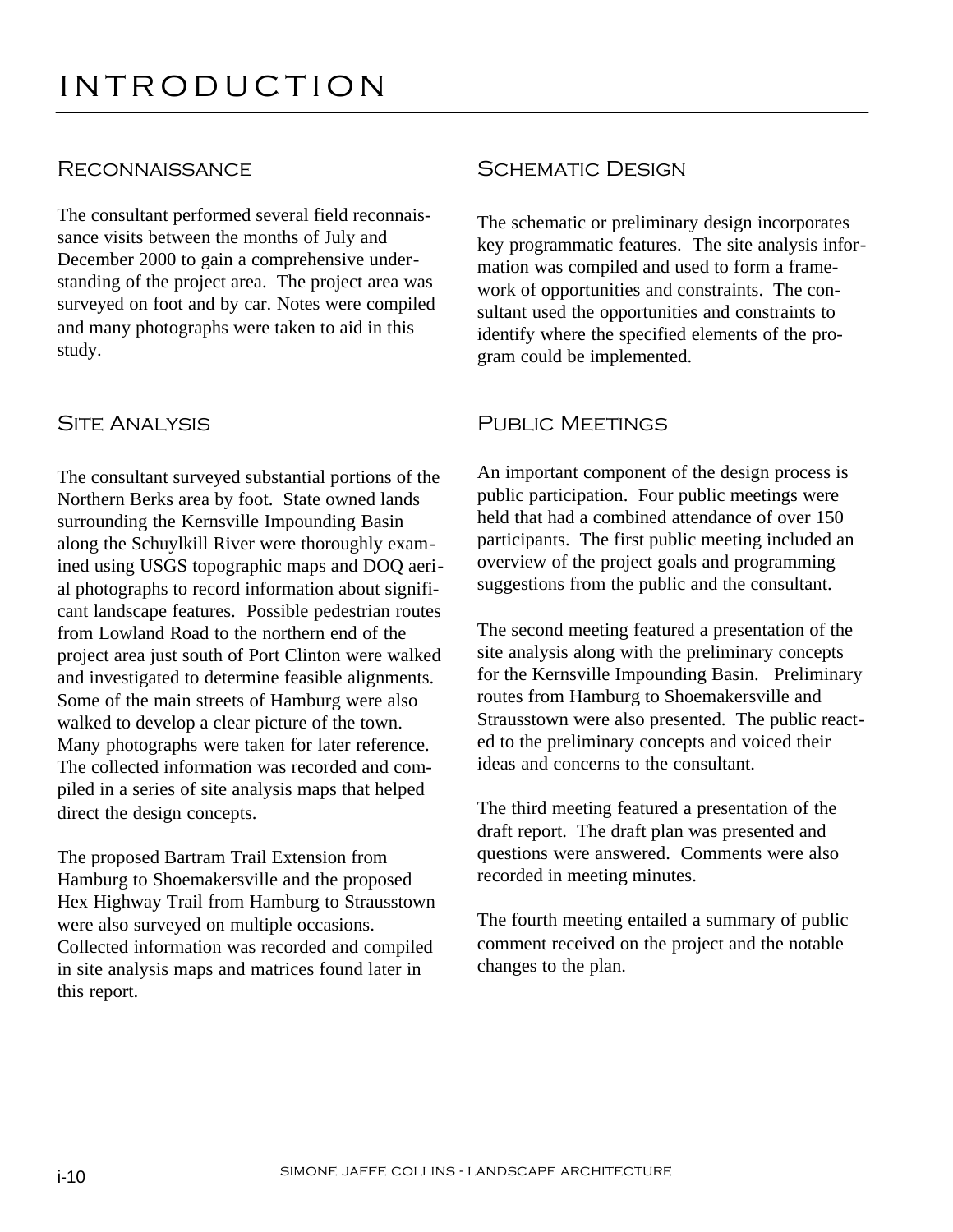# INTRODUCTION

## Reconnaissance

The consultant performed several field reconnaissance visits between the months of July and December 2000 to gain a comprehensive understanding of the project area. The project area was surveyed on foot and by car. Notes were compiled and many photographs were taken to aid in this study.

## Site Analysis

The consultant surveyed substantial portions of the Northern Berks area by foot. State owned lands surrounding the Kernsville Impounding Basin along the Schuylkill River were thoroughly examined using USGS topographic maps and DOQ aerial photographs to record information about significant landscape features. Possible pedestrian routes from Lowland Road to the northern end of the project area just south of Port Clinton were walked and investigated to determine feasible alignments. Some of the main streets of Hamburg were also walked to develop a clear picture of the town. Many photographs were taken for later reference. The collected information was recorded and compiled in a series of site analysis maps that helped direct the design concepts.

The proposed Bartram Trail Extension from Hamburg to Shoemakersville and the proposed Hex Highway Trail from Hamburg to Strausstown were also surveyed on multiple occasions. Collected information was recorded and compiled in site analysis maps and matrices found later in this report.

## Schematic Design

The schematic or preliminary design incorporates key programmatic features. The site analysis information was compiled and used to form a framework of opportunities and constraints. The consultant used the opportunities and constraints to identify where the specified elements of the program could be implemented.

## Public Meetings

An important component of the design process is public participation. Four public meetings were held that had a combined attendance of over 150 participants. The first public meeting included an overview of the project goals and programming suggestions from the public and the consultant.

The second meeting featured a presentation of the site analysis along with the preliminary concepts for the Kernsville Impounding Basin. Preliminary routes from Hamburg to Shoemakersville and Strausstown were also presented. The public reacted to the preliminary concepts and voiced their ideas and concerns to the consultant.

The third meeting featured a presentation of the draft report. The draft plan was presented and questions were answered. Comments were also recorded in meeting minutes.

The fourth meeting entailed a summary of public comment received on the project and the notable changes to the plan.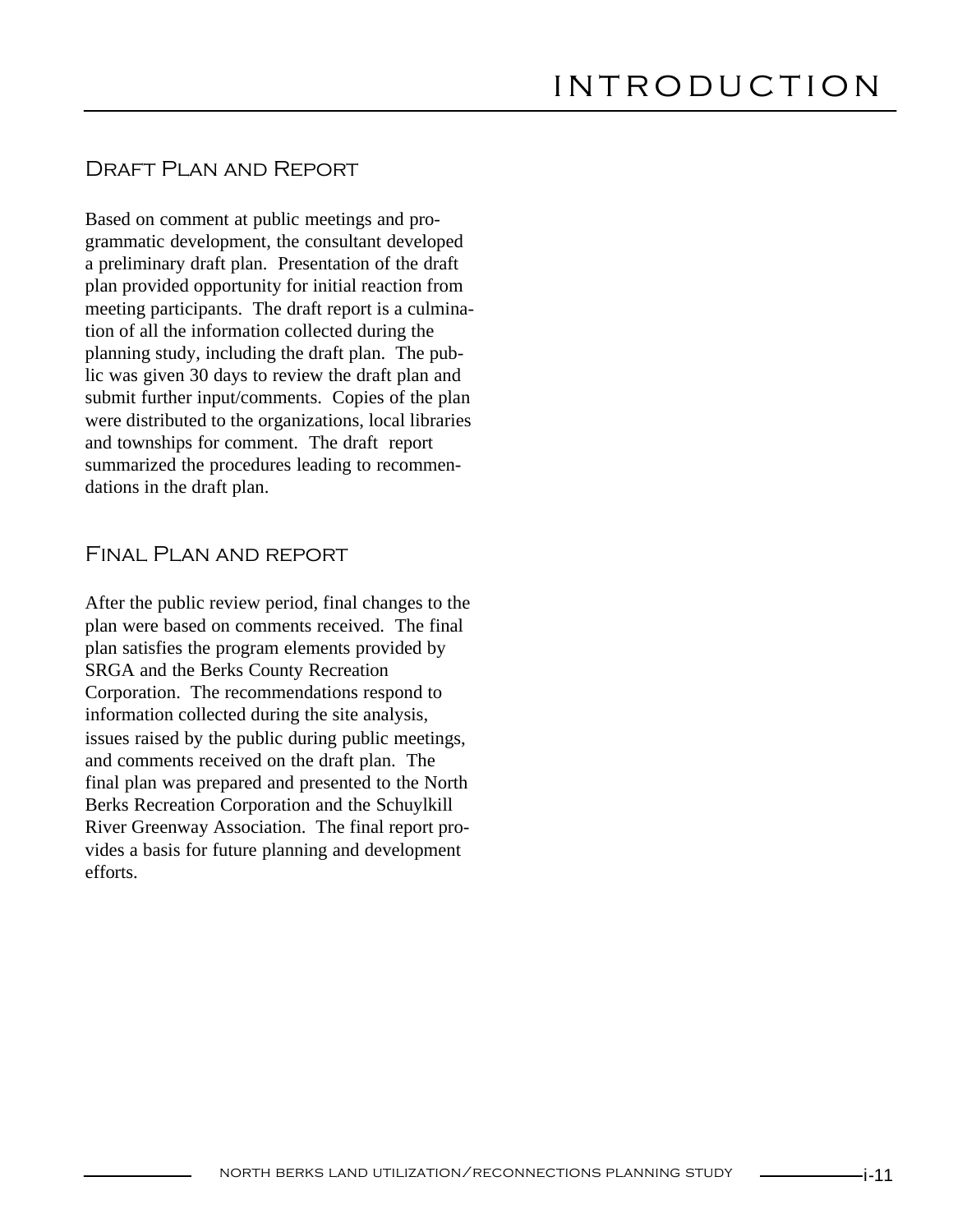# INTRODUCTION

## Draft Plan and Report

Based on comment at public meetings and programmatic development, the consultant developed a preliminary draft plan. Presentation of the draft plan provided opportunity for initial reaction from meeting participants. The draft report is a culmination of all the information collected during the planning study, including the draft plan. The public was given 30 days to review the draft plan and submit further input/comments. Copies of the plan were distributed to the organizations, local libraries and townships for comment. The draft report summarized the procedures leading to recommendations in the draft plan.

## Final Plan and report

After the public review period, final changes to the plan were based on comments received. The final plan satisfies the program elements provided by SRGA and the Berks County Recreation Corporation. The recommendations respond to information collected during the site analysis, issues raised by the public during public meetings, and comments received on the draft plan. The final plan was prepared and presented to the North Berks Recreation Corporation and the Schuylkill River Greenway Association. The final report provides a basis for future planning and development efforts.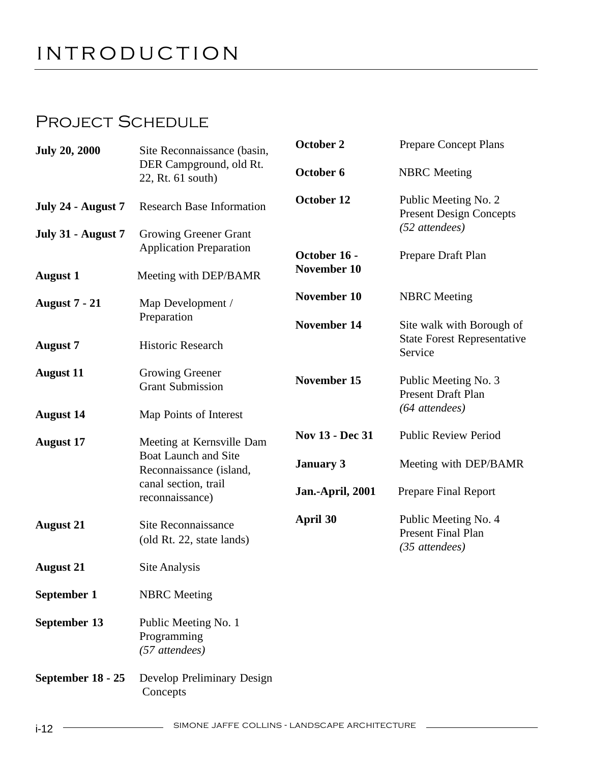# INTRODUCTION

## Project Schedule

| | |
|---|---|
| **July 20, 2000** | Site Reconnaissance (basin, DER Campground, old Rt. 22, Rt. 61 south) |
| **July 24 - August 7** | Research Base Information |
| **July 31 - August 7** | Growing Greener Grant Application Preparation |
| **August 1** | Meeting with DEP/BAMR |
| **August 7 - 21** | Map Development / Preparation |
| **August 7** | Historic Research |
| **August 11** | Growing Greener Grant Submission |
| **August 14** | Map Points of Interest |
| **August 17** | Meeting at Kernsville Dam Boat Launch and Site Reconnaissance (island, canal section, trail reconnaissance) |
| **August 21** | Site Reconnaissance (old Rt. 22, state lands) |
| **August 21** | Site Analysis |
| **September 1** | NBRC Meeting |
| **September 13** | Public Meeting No. 1 Programming *(57 attendees)* |
| **September 18 - 25** | Develop Preliminary Design Concepts |
| **October 2** | Prepare Concept Plans |
| **October 6** | NBRC Meeting |
| **October 12** | Public Meeting No. 2 Present Design Concepts *(52 attendees)* |
| **October 16 - November 10** | Prepare Draft Plan |
| **November 10** | NBRC Meeting |
| **November 14** | Site walk with Borough of State Forest Representative Service |
| **November 15** | Public Meeting No. 3 Present Draft Plan *(64 attendees)* |
| **Nov 13 - Dec 31** | Public Review Period |
| **January 3** | Meeting with DEP/BAMR |
| **Jan.-April, 2001** | Prepare Final Report |
| **April 30** | Public Meeting No. 4 Present Final Plan *(35 attendees)* |